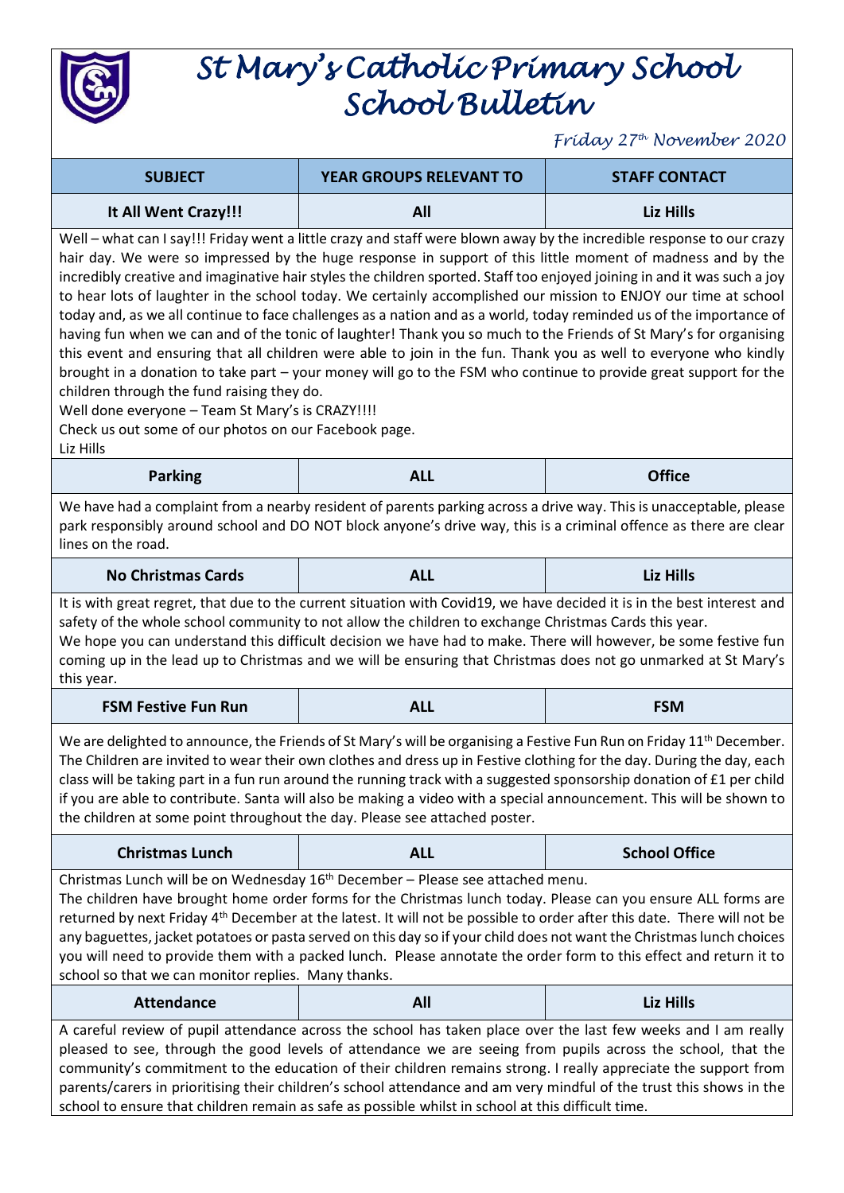# St Mary's Catholic Primary School School Bulletin

*Friday 27th November 2020*

| SUBJECT | YEAR GROUPS RELEVANT TO | STAFF CONTACT |
| --- | --- | --- |
| **It All Went Crazy!!!** | **All** | **Liz Hills** |

Well – what can I say!!! Friday went a little crazy and staff were blown away by the incredible response to our crazy hair day. We were so impressed by the huge response in support of this little moment of madness and by the incredibly creative and imaginative hair styles the children sported. Staff too enjoyed joining in and it was such a joy to hear lots of laughter in the school today. We certainly accomplished our mission to ENJOY our time at school today and, as we all continue to face challenges as a nation and as a world, today reminded us of the importance of having fun when we can and of the tonic of laughter! Thank you so much to the Friends of St Mary's for organising this event and ensuring that all children were able to join in the fun. Thank you as well to everyone who kindly brought in a donation to take part – your money will go to the FSM who continue to provide great support for the children through the fund raising they do.
Well done everyone – Team St Mary's is CRAZY!!!!
Check us out some of our photos on our Facebook page.
Liz Hills

| SUBJECT | YEAR GROUPS RELEVANT TO | STAFF CONTACT |
| --- | --- | --- |
| **Parking** | **ALL** | **Office** |

We have had a complaint from a nearby resident of parents parking across a drive way. This is unacceptable, please park responsibly around school and DO NOT block anyone's drive way, this is a criminal offence as there are clear lines on the road.

| SUBJECT | YEAR GROUPS RELEVANT TO | STAFF CONTACT |
| --- | --- | --- |
| **No Christmas Cards** | **ALL** | **Liz Hills** |

It is with great regret, that due to the current situation with Covid19, we have decided it is in the best interest and safety of the whole school community to not allow the children to exchange Christmas Cards this year.
We hope you can understand this difficult decision we have had to make. There will however, be some festive fun coming up in the lead up to Christmas and we will be ensuring that Christmas does not go unmarked at St Mary's this year.

| SUBJECT | YEAR GROUPS RELEVANT TO | STAFF CONTACT |
| --- | --- | --- |
| **FSM Festive Fun Run** | **ALL** | **FSM** |

We are delighted to announce, the Friends of St Mary's will be organising a Festive Fun Run on Friday 11th December. The Children are invited to wear their own clothes and dress up in Festive clothing for the day. During the day, each class will be taking part in a fun run around the running track with a suggested sponsorship donation of £1 per child if you are able to contribute. Santa will also be making a video with a special announcement. This will be shown to the children at some point throughout the day. Please see attached poster.

| SUBJECT | YEAR GROUPS RELEVANT TO | STAFF CONTACT |
| --- | --- | --- |
| **Christmas Lunch** | **ALL** | **School Office** |

Christmas Lunch will be on Wednesday 16th December – Please see attached menu.
The children have brought home order forms for the Christmas lunch today. Please can you ensure ALL forms are returned by next Friday 4th December at the latest. It will not be possible to order after this date. There will not be any baguettes, jacket potatoes or pasta served on this day so if your child does not want the Christmas lunch choices you will need to provide them with a packed lunch. Please annotate the order form to this effect and return it to school so that we can monitor replies. Many thanks.

| SUBJECT | YEAR GROUPS RELEVANT TO | STAFF CONTACT |
| --- | --- | --- |
| **Attendance** | **All** | **Liz Hills** |

A careful review of pupil attendance across the school has taken place over the last few weeks and I am really pleased to see, through the good levels of attendance we are seeing from pupils across the school, that the community's commitment to the education of their children remains strong. I really appreciate the support from parents/carers in prioritising their children's school attendance and am very mindful of the trust this shows in the school to ensure that children remain as safe as possible whilst in school at this difficult time.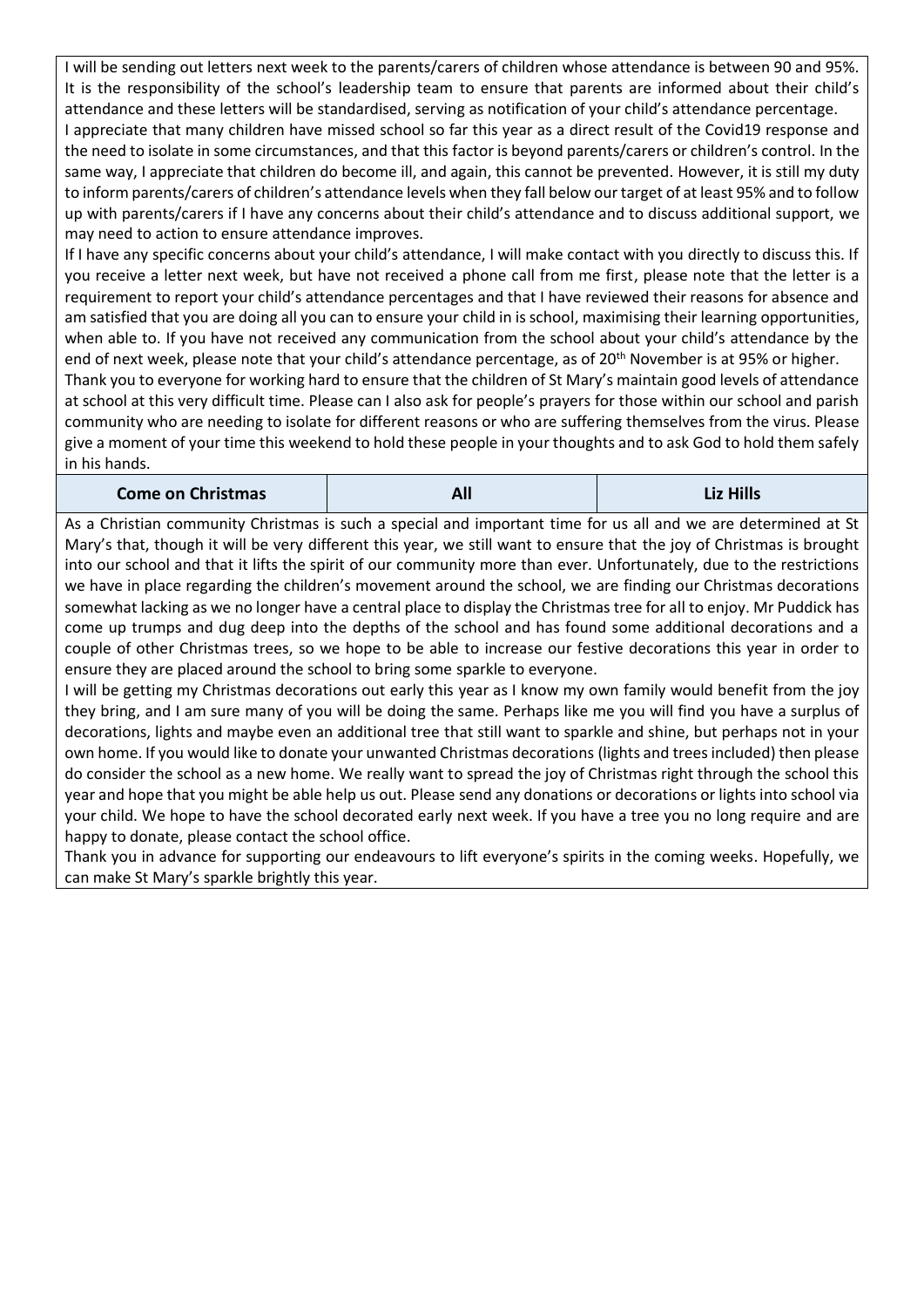I will be sending out letters next week to the parents/carers of children whose attendance is between 90 and 95%. It is the responsibility of the school's leadership team to ensure that parents are informed about their child's attendance and these letters will be standardised, serving as notification of your child's attendance percentage.

I appreciate that many children have missed school so far this year as a direct result of the Covid19 response and the need to isolate in some circumstances, and that this factor is beyond parents/carers or children's control. In the same way, I appreciate that children do become ill, and again, this cannot be prevented. However, it is still my duty to inform parents/carers of children's attendance levels when they fall below our target of at least 95% and to follow up with parents/carers if I have any concerns about their child's attendance and to discuss additional support, we may need to action to ensure attendance improves.

If I have any specific concerns about your child's attendance, I will make contact with you directly to discuss this. If you receive a letter next week, but have not received a phone call from me first, please note that the letter is a requirement to report your child's attendance percentages and that I have reviewed their reasons for absence and am satisfied that you are doing all you can to ensure your child in is school, maximising their learning opportunities, when able to. If you have not received any communication from the school about your child's attendance by the end of next week, please note that your child's attendance percentage, as of 20th November is at 95% or higher.

Thank you to everyone for working hard to ensure that the children of St Mary's maintain good levels of attendance at school at this very difficult time. Please can I also ask for people's prayers for those within our school and parish community who are needing to isolate for different reasons or who are suffering themselves from the virus. Please give a moment of your time this weekend to hold these people in your thoughts and to ask God to hold them safely in his hands.

| **Come on Christmas** | **All** | **Liz Hills** |
|---|---|---|

As a Christian community Christmas is such a special and important time for us all and we are determined at St Mary's that, though it will be very different this year, we still want to ensure that the joy of Christmas is brought into our school and that it lifts the spirit of our community more than ever. Unfortunately, due to the restrictions we have in place regarding the children's movement around the school, we are finding our Christmas decorations somewhat lacking as we no longer have a central place to display the Christmas tree for all to enjoy. Mr Puddick has come up trumps and dug deep into the depths of the school and has found some additional decorations and a couple of other Christmas trees, so we hope to be able to increase our festive decorations this year in order to ensure they are placed around the school to bring some sparkle to everyone.

I will be getting my Christmas decorations out early this year as I know my own family would benefit from the joy they bring, and I am sure many of you will be doing the same. Perhaps like me you will find you have a surplus of decorations, lights and maybe even an additional tree that still want to sparkle and shine, but perhaps not in your own home. If you would like to donate your unwanted Christmas decorations (lights and trees included) then please do consider the school as a new home. We really want to spread the joy of Christmas right through the school this year and hope that you might be able help us out. Please send any donations or decorations or lights into school via your child. We hope to have the school decorated early next week. If you have a tree you no long require and are happy to donate, please contact the school office.

Thank you in advance for supporting our endeavours to lift everyone's spirits in the coming weeks. Hopefully, we can make St Mary's sparkle brightly this year.